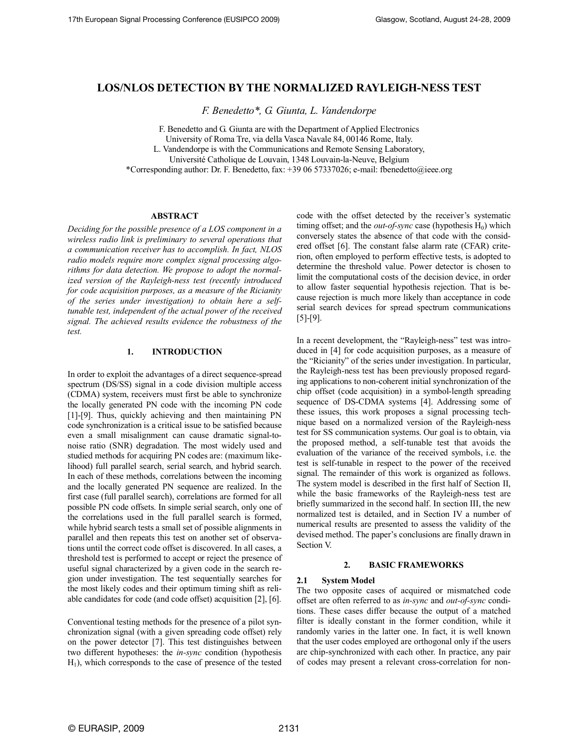# LOS/NLOS DETECTION BY THE NORMALIZED RAYLEIGH-NESS TEST

*F. Benedetto\*, G. Giunta, L. Vandendorpe*

F. Benedetto and G. Giunta are with the Department of Applied Electronics
University of Roma Tre, via della Vasca Navale 84, 00146 Rome, Italy.
L. Vandendorpe is with the Communications and Remote Sensing Laboratory,
Université Catholique de Louvain, 1348 Louvain-la-Neuve, Belgium
*Corresponding author: Dr. F. Benedetto, fax: +39 06 57337026; e-mail: fbenedetto@ieee.org

## ABSTRACT

*Deciding for the possible presence of a LOS component in a wireless radio link is preliminary to several operations that a communication receiver has to accomplish. In fact, NLOS radio models require more complex signal processing algorithms for data detection. We propose to adopt the normalized version of the Rayleigh-ness test (recently introduced for code acquisition purposes, as a measure of the Ricianity of the series under investigation) to obtain here a self-tunable test, independent of the actual power of the received signal. The achieved results evidence the robustness of the test.*

## 1. INTRODUCTION

In order to exploit the advantages of a direct sequence-spread spectrum (DS/SS) signal in a code division multiple access (CDMA) system, receivers must first be able to synchronize the locally generated PN code with the incoming PN code [1]-[9]. Thus, quickly achieving and then maintaining PN code synchronization is a critical issue to be satisfied because even a small misalignment can cause dramatic signal-to-noise ratio (SNR) degradation. The most widely used and studied methods for acquiring PN codes are: (maximum likelihood) full parallel search, serial search, and hybrid search. In each of these methods, correlations between the incoming and the locally generated PN sequence are realized. In the first case (full parallel search), correlations are formed for all possible PN code offsets. In simple serial search, only one of the correlations used in the full parallel search is formed, while hybrid search tests a small set of possible alignments in parallel and then repeats this test on another set of observations until the correct code offset is discovered. In all cases, a threshold test is performed to accept or reject the presence of useful signal characterized by a given code in the search region under investigation. The test sequentially searches for the most likely codes and their optimum timing shift as reliable candidates for code (and code offset) acquisition [2], [6].

Conventional testing methods for the presence of a pilot synchronization signal (with a given spreading code offset) rely on the power detector [7]. This test distinguishes between two different hypotheses: the *in-sync* condition (hypothesis $H_1$), which corresponds to the case of presence of the tested code with the offset detected by the receiver's systematic timing offset; and the *out-of-sync* case (hypothesis $H_0$) which conversely states the absence of that code with the considered offset [6]. The constant false alarm rate (CFAR) criterion, often employed to perform effective tests, is adopted to determine the threshold value. Power detector is chosen to limit the computational costs of the decision device, in order to allow faster sequential hypothesis rejection. That is because rejection is much more likely than acceptance in code serial search devices for spread spectrum communications [5]-[9].

In a recent development, the "Rayleigh-ness" test was introduced in [4] for code acquisition purposes, as a measure of the "Ricianity" of the series under investigation. In particular, the Rayleigh-ness test has been previously proposed regarding applications to non-coherent initial synchronization of the chip offset (code acquisition) in a symbol-length spreading sequence of DS-CDMA systems [4]. Addressing some of these issues, this work proposes a signal processing technique based on a normalized version of the Rayleigh-ness test for SS communication systems. Our goal is to obtain, via the proposed method, a self-tunable test that avoids the evaluation of the variance of the received symbols, i.e. the test is self-tunable in respect to the power of the received signal. The remainder of this work is organized as follows. The system model is described in the first half of Section II, while the basic frameworks of the Rayleigh-ness test are briefly summarized in the second half. In section III, the new normalized test is detailed, and in Section IV a number of numerical results are presented to assess the validity of the devised method. The paper's conclusions are finally drawn in Section V.

## 2. BASIC FRAMEWORKS

### 2.1 System Model

The two opposite cases of acquired or mismatched code offset are often referred to as *in-sync* and *out-of-sync* conditions. These cases differ because the output of a matched filter is ideally constant in the former condition, while it randomly varies in the latter one. In fact, it is well known that the user codes employed are orthogonal only if the users are chip-synchronized with each other. In practice, any pair of codes may present a relevant cross-correlation for non-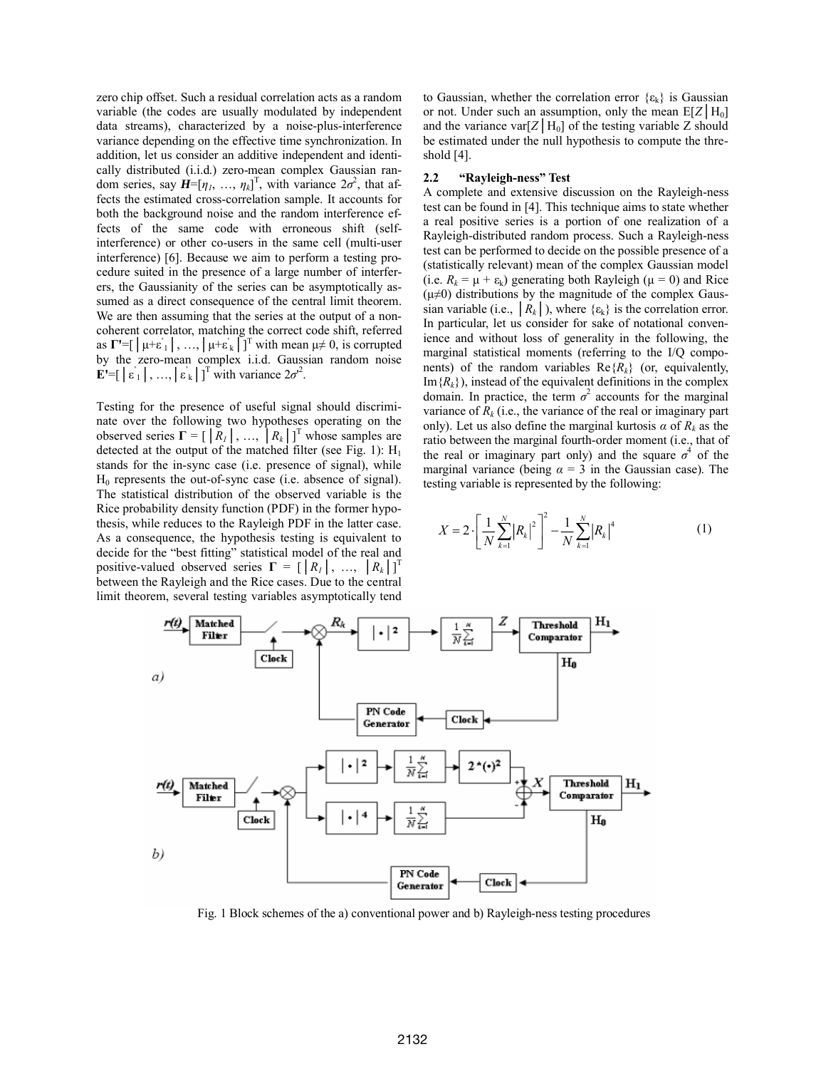zero chip offset. Such a residual correlation acts as a random variable (the codes are usually modulated by independent data streams), characterized by a noise-plus-interference variance depending on the effective time synchronization. In addition, let us consider an additive independent and identically distributed (i.i.d.) zero-mean complex Gaussian random series, say $\boldsymbol{H}=[\eta_1, \ldots, \eta_k]^T$, with variance $2\sigma^2$, that affects the estimated cross-correlation sample. It accounts for both the background noise and the random interference effects of the same code with erroneous shift (self-interference) or other co-users in the same cell (multi-user interference) [6]. Because we aim to perform a testing procedure suited in the presence of a large number of interferers, the Gaussianity of the series can be asymptotically assumed as a direct consequence of the central limit theorem. We are then assuming that the series at the output of a non-coherent correlator, matching the correct code shift, referred as $\mathbf{\Gamma}'=[\,|\mu+\varepsilon'_1|, \ldots, |\mu+\varepsilon'_k|\,]^T$ with mean $\mu \neq 0$, is corrupted by the zero-mean complex i.i.d. Gaussian random noise $\mathbf{E}'=[\,|\varepsilon'_1|, \ldots, |\varepsilon'_k|\,]^T$ with variance $2\sigma'^2$.

Testing for the presence of useful signal should discriminate over the following two hypotheses operating on the observed series $\mathbf{\Gamma} = [\,|R_1|, \ldots, |R_k|\,]^T$ whose samples are detected at the output of the matched filter (see Fig. 1): $H_1$ stands for the in-sync case (i.e. presence of signal), while $H_0$ represents the out-of-sync case (i.e. absence of signal). The statistical distribution of the observed variable is the Rice probability density function (PDF) in the former hypothesis, while reduces to the Rayleigh PDF in the latter case. As a consequence, the hypothesis testing is equivalent to decide for the "best fitting" statistical model of the real and positive-valued observed series $\mathbf{\Gamma} = [\,|R_1|, \ldots, |R_k|\,]^T$ between the Rayleigh and the Rice cases. Due to the central limit theorem, several testing variables asymptotically tend to Gaussian, whether the correlation error $\{\varepsilon_k\}$ is Gaussian or not. Under such an assumption, only the mean $E[Z|H_0]$ and the variance $\text{var}[Z|H_0]$ of the testing variable Z should be estimated under the null hypothesis to compute the threshold [4].

### 2.2 "Rayleigh-ness" Test

A complete and extensive discussion on the Rayleigh-ness test can be found in [4]. This technique aims to state whether a real positive series is a portion of one realization of a Rayleigh-distributed random process. Such a Rayleigh-ness test can be performed to decide on the possible presence of a (statistically relevant) mean of the complex Gaussian model (i.e. $R_k = \mu + \varepsilon_k$) generating both Rayleigh ($\mu = 0$) and Rice ($\mu \neq 0$) distributions by the magnitude of the complex Gaussian variable (i.e., $|R_k|$), where $\{\varepsilon_k\}$ is the correlation error. In particular, let us consider for sake of notational convenience and without loss of generality in the following, the marginal statistical moments (referring to the I/Q components) of the random variables $\text{Re}\{R_k\}$ (or, equivalently, $\text{Im}\{R_k\}$), instead of the equivalent definitions in the complex domain. In practice, the term $\sigma^2$ accounts for the marginal variance of $R_k$ (i.e., the variance of the real or imaginary part only). Let us also define the marginal kurtosis $\alpha$ of $R_k$ as the ratio between the marginal fourth-order moment (i.e., that of the real or imaginary part only) and the square $\sigma^4$ of the marginal variance (being $\alpha = 3$ in the Gaussian case). The testing variable is represented by the following:

$$X = 2 \cdot \left[ \frac{1}{N} \sum_{k=1}^{N} |R_k|^2 \right]^2 - \frac{1}{N} \sum_{k=1}^{N} |R_k|^4 \tag{1}$$

Fig. 1 Block schemes of the a) conventional power and b) Rayleigh-ness testing procedures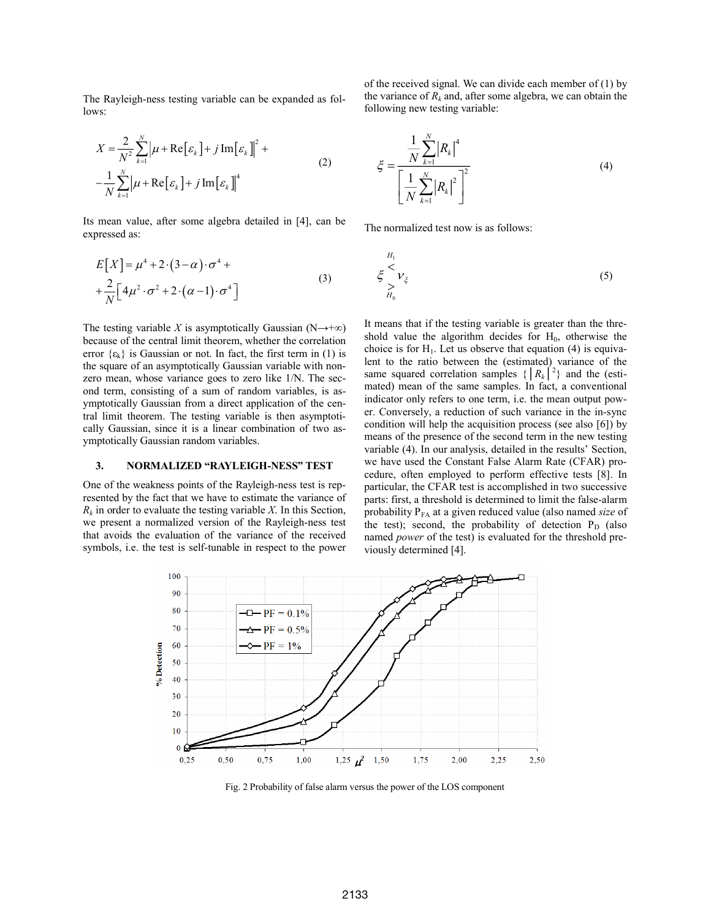The Rayleigh-ness testing variable can be expanded as follows:

$$
\begin{aligned}
X = & \frac{2}{N^2}\sum_{k=1}^{N}\left|\mu + \mathrm{Re}\left[\varepsilon_k\right] + j\,\mathrm{Im}\left[\varepsilon_k\right]\right|^2 + \\
& -\frac{1}{N}\sum_{k=1}^{N}\left|\mu + \mathrm{Re}\left[\varepsilon_k\right] + j\,\mathrm{Im}\left[\varepsilon_k\right]\right|^4
\end{aligned}
\tag{2}
$$

Its mean value, after some algebra detailed in [4], can be expressed as:

$$
\begin{aligned}
E\left[X\right] = & \mu^4 + 2\cdot\left(3-\alpha\right)\cdot\sigma^4 + \\
& +\frac{2}{N}\left[4\mu^2\cdot\sigma^2 + 2\cdot\left(\alpha-1\right)\cdot\sigma^4\right]
\end{aligned}
\tag{3}
$$

The testing variable $X$ is asymptotically Gaussian ($N\rightarrow+\infty$) because of the central limit theorem, whether the correlation error $\{\varepsilon_k\}$ is Gaussian or not. In fact, the first term in (1) is the square of an asymptotically Gaussian variable with nonzero mean, whose variance goes to zero like 1/N. The second term, consisting of a sum of random variables, is asymptotically Gaussian from a direct application of the central limit theorem. The testing variable is then asymptotically Gaussian, since it is a linear combination of two asymptotically Gaussian random variables.

## 3. NORMALIZED "RAYLEIGH-NESS" TEST

One of the weakness points of the Rayleigh-ness test is represented by the fact that we have to estimate the variance of $R_k$ in order to evaluate the testing variable $X$. In this Section, we present a normalized version of the Rayleigh-ness test that avoids the evaluation of the variance of the received symbols, i.e. the test is self-tunable in respect to the power of the received signal. We can divide each member of (1) by the variance of $R_k$ and, after some algebra, we can obtain the following new testing variable:

$$
\xi = \frac{\frac{1}{N}\sum_{k=1}^{N}\left|R_k\right|^4}{\left[\frac{1}{N}\sum_{k=1}^{N}\left|R_k\right|^2\right]^2}
\tag{4}
$$

The normalized test now is as follows:

$$
\xi \underset{H_0}{\overset{H_1}{\lessgtr}} \nu_\xi
\tag{5}
$$

It means that if the testing variable is greater than the threshold value the algorithm decides for $H_0$, otherwise the choice is for $H_1$. Let us observe that equation (4) is equivalent to the ratio between the (estimated) variance of the same squared correlation samples $\{\left|R_k\right|^2\}$ and the (estimated) mean of the same samples. In fact, a conventional indicator only refers to one term, i.e. the mean output power. Conversely, a reduction of such variance in the in-sync condition will help the acquisition process (see also [6]) by means of the presence of the second term in the new testing variable (4). In our analysis, detailed in the results' Section, we have used the Constant False Alarm Rate (CFAR) procedure, often employed to perform effective tests [8]. In particular, the CFAR test is accomplished in two successive parts: first, a threshold is determined to limit the false-alarm probability $P_{FA}$ at a given reduced value (also named *size* of the test); second, the probability of detection $P_D$ (also named *power* of the test) is evaluated for the threshold previously determined [4].

Fig. 2 Probability of false alarm versus the power of the LOS component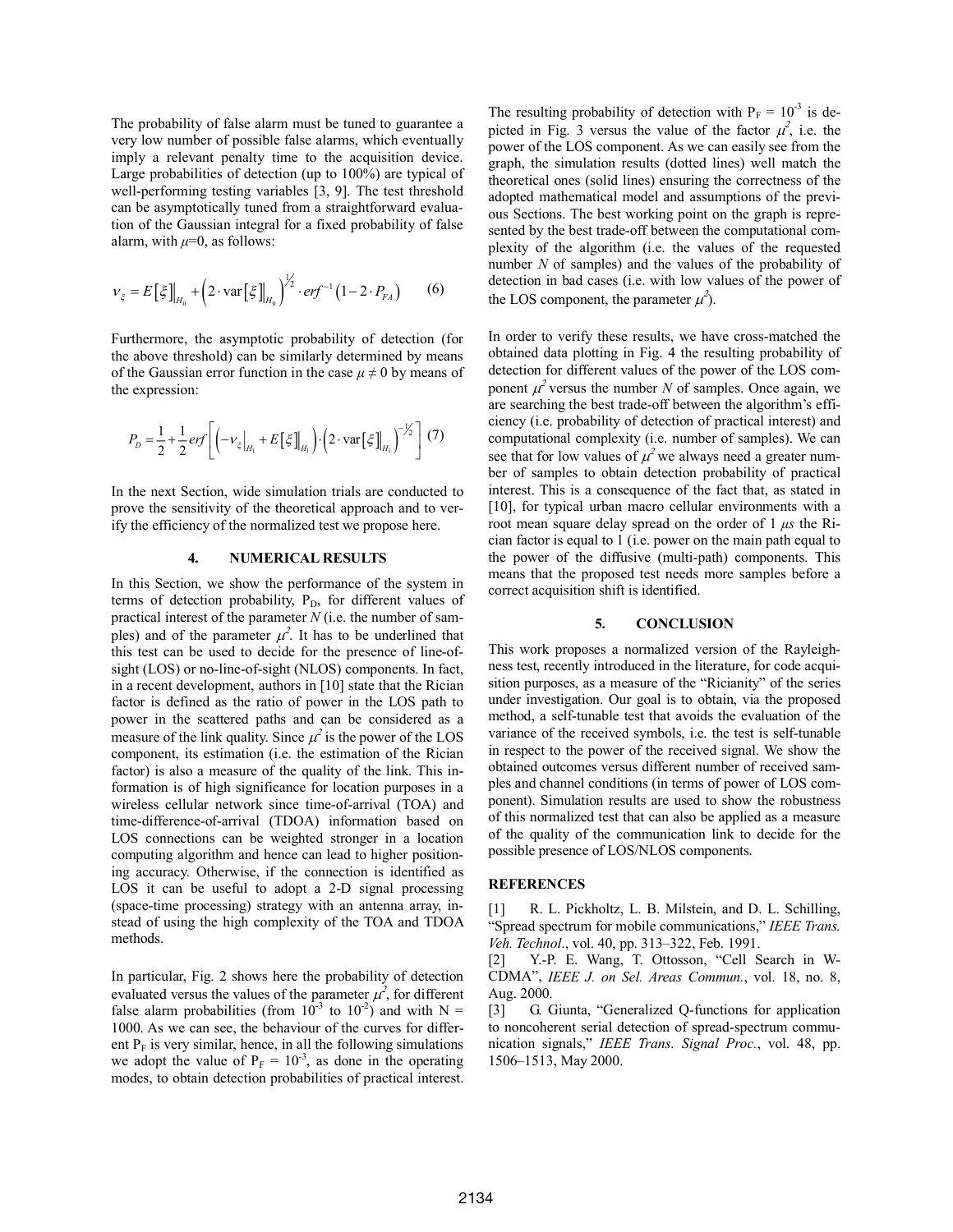The probability of false alarm must be tuned to guarantee a very low number of possible false alarms, which eventually imply a relevant penalty time to the acquisition device. Large probabilities of detection (up to 100%) are typical of well-performing testing variables [3, 9]. The test threshold can be asymptotically tuned from a straightforward evaluation of the Gaussian integral for a fixed probability of false alarm, with $\mu$=0, as follows:

$$\nu_{\xi} = E\left[\xi\right]\Big|_{H_0} + \left(2 \cdot \operatorname{var}\left[\xi\right]\Big|_{H_0}\right)^{\frac{1}{2}} \cdot erf^{-1}\left(1 - 2 \cdot P_{FA}\right) \qquad (6)$$

Furthermore, the asymptotic probability of detection (for the above threshold) can be similarly determined by means of the Gaussian error function in the case $\mu \neq 0$ by means of the expression:

$$P_D = \frac{1}{2} + \frac{1}{2} erf\left[\left(-\nu_{\xi}\Big|_{H_1} + E\left[\xi\right]\Big|_{H_1}\right) \cdot \left(2 \cdot \operatorname{var}\left[\xi\right]\Big|_{H_1}\right)^{-\frac{1}{2}}\right] \quad (7)$$

In the next Section, wide simulation trials are conducted to prove the sensitivity of the theoretical approach and to verify the efficiency of the normalized test we propose here.

## 4. NUMERICAL RESULTS

In this Section, we show the performance of the system in terms of detection probability, $P_D$, for different values of practical interest of the parameter $N$ (i.e. the number of samples) and of the parameter $\mu^2$. It has to be underlined that this test can be used to decide for the presence of line-of-sight (LOS) or no-line-of-sight (NLOS) components. In fact, in a recent development, authors in [10] state that the Rician factor is defined as the ratio of power in the LOS path to power in the scattered paths and can be considered as a measure of the link quality. Since $\mu^2$ is the power of the LOS component, its estimation (i.e. the estimation of the Rician factor) is also a measure of the quality of the link. This information is of high significance for location purposes in a wireless cellular network since time-of-arrival (TOA) and time-difference-of-arrival (TDOA) information based on LOS connections can be weighted stronger in a location computing algorithm and hence can lead to higher positioning accuracy. Otherwise, if the connection is identified as LOS it can be useful to adopt a 2-D signal processing (space-time processing) strategy with an antenna array, instead of using the high complexity of the TOA and TDOA methods.

In particular, Fig. 2 shows here the probability of detection evaluated versus the values of the parameter $\mu^2$, for different false alarm probabilities (from $10^{-3}$ to $10^{-2}$) and with N = 1000. As we can see, the behaviour of the curves for different $P_F$ is very similar, hence, in all the following simulations we adopt the value of $P_F = 10^{-3}$, as done in the operating modes, to obtain detection probabilities of practical interest.

The resulting probability of detection with $P_F = 10^{-3}$ is depicted in Fig. 3 versus the value of the factor $\mu^2$, i.e. the power of the LOS component. As we can easily see from the graph, the simulation results (dotted lines) well match the theoretical ones (solid lines) ensuring the correctness of the adopted mathematical model and assumptions of the previous Sections. The best working point on the graph is represented by the best trade-off between the computational complexity of the algorithm (i.e. the values of the requested number $N$ of samples) and the values of the probability of detection in bad cases (i.e. with low values of the power of the LOS component, the parameter $\mu^2$).

In order to verify these results, we have cross-matched the obtained data plotting in Fig. 4 the resulting probability of detection for different values of the power of the LOS component $\mu^2$ versus the number $N$ of samples. Once again, we are searching the best trade-off between the algorithm's efficiency (i.e. probability of detection of practical interest) and computational complexity (i.e. number of samples). We can see that for low values of $\mu^2$ we always need a greater number of samples to obtain detection probability of practical interest. This is a consequence of the fact that, as stated in [10], for typical urban macro cellular environments with a root mean square delay spread on the order of 1 $\mu s$ the Rician factor is equal to 1 (i.e. power on the main path equal to the power of the diffusive (multi-path) components. This means that the proposed test needs more samples before a correct acquisition shift is identified.

## 5. CONCLUSION

This work proposes a normalized version of the Rayleighness test, recently introduced in the literature, for code acquisition purposes, as a measure of the "Ricianity" of the series under investigation. Our goal is to obtain, via the proposed method, a self-tunable test that avoids the evaluation of the variance of the received symbols, i.e. the test is self-tunable in respect to the power of the received signal. We show the obtained outcomes versus different number of received samples and channel conditions (in terms of power of LOS component). Simulation results are used to show the robustness of this normalized test that can also be applied as a measure of the quality of the communication link to decide for the possible presence of LOS/NLOS components.

## REFERENCES

[1] R. L. Pickholtz, L. B. Milstein, and D. L. Schilling, "Spread spectrum for mobile communications," *IEEE Trans. Veh. Technol*., vol. 40, pp. 313–322, Feb. 1991.

[2] Y.-P. E. Wang, T. Ottosson, "Cell Search in W-CDMA", *IEEE J. on Sel. Areas Commun.*, vol. 18, no. 8, Aug. 2000.

[3] G. Giunta, "Generalized Q-functions for application to noncoherent serial detection of spread-spectrum communication signals," *IEEE Trans. Signal Proc.*, vol. 48, pp. 1506–1513, May 2000.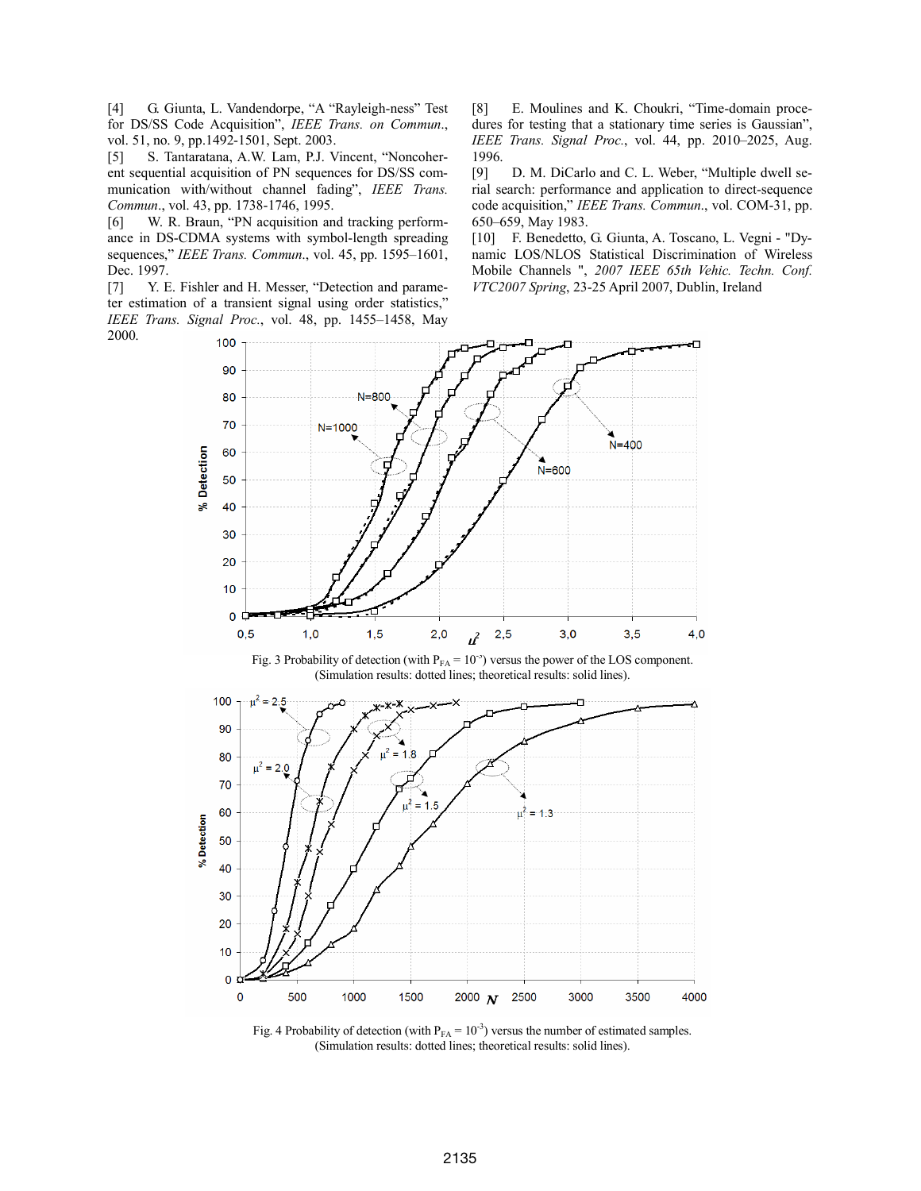[4] G. Giunta, L. Vandendorpe, "A "Rayleigh-ness" Test for DS/SS Code Acquisition", *IEEE Trans. on Commun.*, vol. 51, no. 9, pp.1492-1501, Sept. 2003.

[5] S. Tantaratana, A.W. Lam, P.J. Vincent, "Noncoherent sequential acquisition of PN sequences for DS/SS communication with/without channel fading", *IEEE Trans. Commun.*, vol. 43, pp. 1738-1746, 1995.

[6] W. R. Braun, "PN acquisition and tracking performance in DS-CDMA systems with symbol-length spreading sequences," *IEEE Trans. Commun.*, vol. 45, pp. 1595–1601, Dec. 1997.

[7] Y. E. Fishler and H. Messer, "Detection and parameter estimation of a transient signal using order statistics," *IEEE Trans. Signal Proc.*, vol. 48, pp. 1455–1458, May 2000.

[8] E. Moulines and K. Choukri, "Time-domain procedures for testing that a stationary time series is Gaussian", *IEEE Trans. Signal Proc.*, vol. 44, pp. 2010–2025, Aug. 1996.

[9] D. M. DiCarlo and C. L. Weber, "Multiple dwell serial search: performance and application to direct-sequence code acquisition," *IEEE Trans. Commun.*, vol. COM-31, pp. 650–659, May 1983.

[10] F. Benedetto, G. Giunta, A. Toscano, L. Vegni - "Dynamic LOS/NLOS Statistical Discrimination of Wireless Mobile Channels ", *2007 IEEE 65th Vehic. Techn. Conf. VTC2007 Spring*, 23-25 April 2007, Dublin, Ireland

% Detection
100
90
80
70
60
50
40
30
20
10
0
0,5
1,0
1,5
2,0
$\mu^2$
2,5
3,0
3,5
4,0
N=800
N=1000
N=400
N=600

Fig. 3 Probability of detection (with $P_{FA} = 10^{-3}$) versus the power of the LOS component. (Simulation results: dotted lines; theoretical results: solid lines).

% Detection
100
90
80
70
60
50
40
30
20
10
0
0
500
1000
1500
2000
$N$
2500
3000
3500
4000
$\mu^2 = 2.5$
$\mu^2 = 2.0$
$\mu^2 = 1.8$
$\mu^2 = 1.5$
$\mu^2 = 1.3$

Fig. 4 Probability of detection (with $P_{FA} = 10^{-3}$) versus the number of estimated samples. (Simulation results: dotted lines; theoretical results: solid lines).